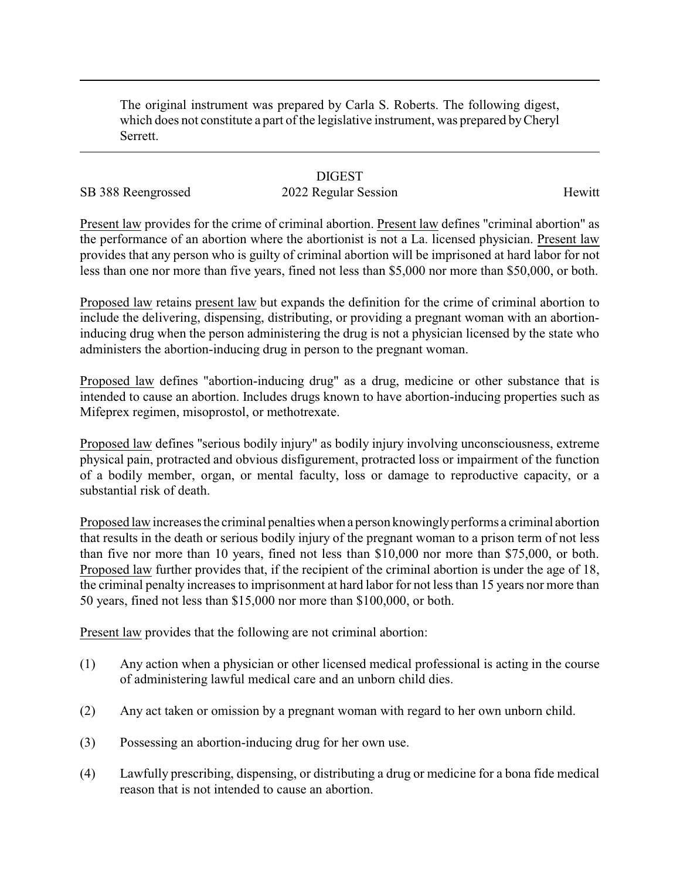The original instrument was prepared by Carla S. Roberts. The following digest, which does not constitute a part of the legislative instrument, was prepared by Cheryl Serrett.

---

DIGEST

SB 388 Reengrossed — 2022 Regular Session — Hewitt

Present law provides for the crime of criminal abortion. Present law defines "criminal abortion" as the performance of an abortion where the abortionist is not a La. licensed physician. Present law provides that any person who is guilty of criminal abortion will be imprisoned at hard labor for not less than one nor more than five years, fined not less than $5,000 nor more than $50,000, or both.

Proposed law retains present law but expands the definition for the crime of criminal abortion to include the delivering, dispensing, distributing, or providing a pregnant woman with an abortion-inducing drug when the person administering the drug is not a physician licensed by the state who administers the abortion-inducing drug in person to the pregnant woman.

Proposed law defines "abortion-inducing drug" as a drug, medicine or other substance that is intended to cause an abortion. Includes drugs known to have abortion-inducing properties such as Mifeprex regimen, misoprostol, or methotrexate.

Proposed law defines "serious bodily injury" as bodily injury involving unconsciousness, extreme physical pain, protracted and obvious disfigurement, protracted loss or impairment of the function of a bodily member, organ, or mental faculty, loss or damage to reproductive capacity, or a substantial risk of death.

Proposed law increases the criminal penalties when a person knowingly performs a criminal abortion that results in the death or serious bodily injury of the pregnant woman to a prison term of not less than five nor more than 10 years, fined not less than $10,000 nor more than $75,000, or both. Proposed law further provides that, if the recipient of the criminal abortion is under the age of 18, the criminal penalty increases to imprisonment at hard labor for not less than 15 years nor more than 50 years, fined not less than $15,000 nor more than $100,000, or both.

Present law provides that the following are not criminal abortion:

(1) Any action when a physician or other licensed medical professional is acting in the course of administering lawful medical care and an unborn child dies.

(2) Any act taken or omission by a pregnant woman with regard to her own unborn child.

(3) Possessing an abortion-inducing drug for her own use.

(4) Lawfully prescribing, dispensing, or distributing a drug or medicine for a bona fide medical reason that is not intended to cause an abortion.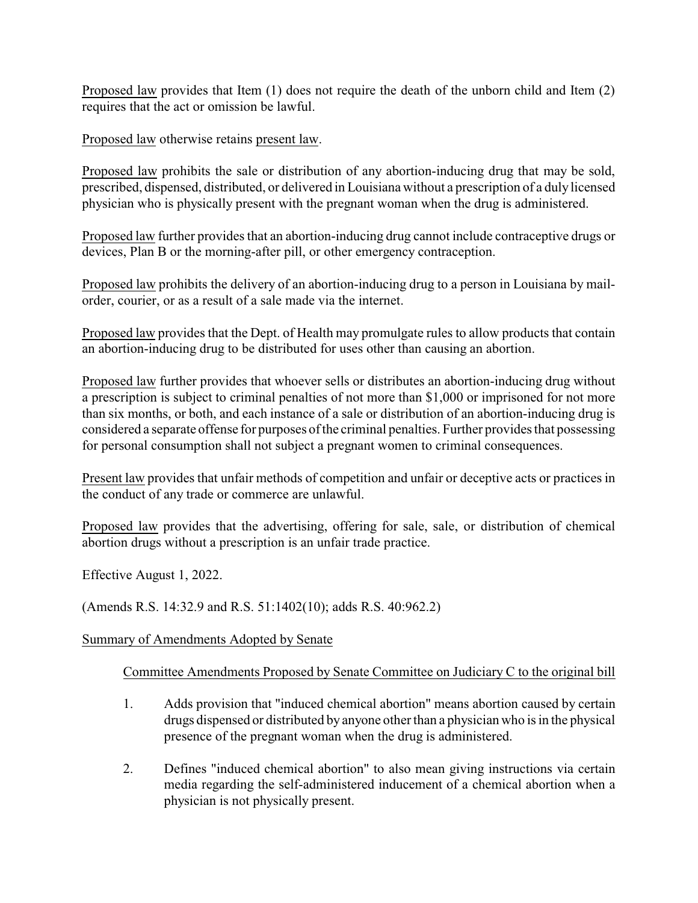Proposed law provides that Item (1) does not require the death of the unborn child and Item (2) requires that the act or omission be lawful.

Proposed law otherwise retains present law.

Proposed law prohibits the sale or distribution of any abortion-inducing drug that may be sold, prescribed, dispensed, distributed, or delivered in Louisiana without a prescription of a duly licensed physician who is physically present with the pregnant woman when the drug is administered.

Proposed law further provides that an abortion-inducing drug cannot include contraceptive drugs or devices, Plan B or the morning-after pill, or other emergency contraception.

Proposed law prohibits the delivery of an abortion-inducing drug to a person in Louisiana by mail-order, courier, or as a result of a sale made via the internet.

Proposed law provides that the Dept. of Health may promulgate rules to allow products that contain an abortion-inducing drug to be distributed for uses other than causing an abortion.

Proposed law further provides that whoever sells or distributes an abortion-inducing drug without a prescription is subject to criminal penalties of not more than $1,000 or imprisoned for not more than six months, or both, and each instance of a sale or distribution of an abortion-inducing drug is considered a separate offense for purposes of the criminal penalties. Further provides that possessing for personal consumption shall not subject a pregnant women to criminal consequences.

Present law provides that unfair methods of competition and unfair or deceptive acts or practices in the conduct of any trade or commerce are unlawful.

Proposed law provides that the advertising, offering for sale, sale, or distribution of chemical abortion drugs without a prescription is an unfair trade practice.

Effective August 1, 2022.

(Amends R.S. 14:32.9 and R.S. 51:1402(10); adds R.S. 40:962.2)

Summary of Amendments Adopted by Senate

Committee Amendments Proposed by Senate Committee on Judiciary C to the original bill

1. Adds provision that "induced chemical abortion" means abortion caused by certain drugs dispensed or distributed by anyone other than a physician who is in the physical presence of the pregnant woman when the drug is administered.

2. Defines "induced chemical abortion" to also mean giving instructions via certain media regarding the self-administered inducement of a chemical abortion when a physician is not physically present.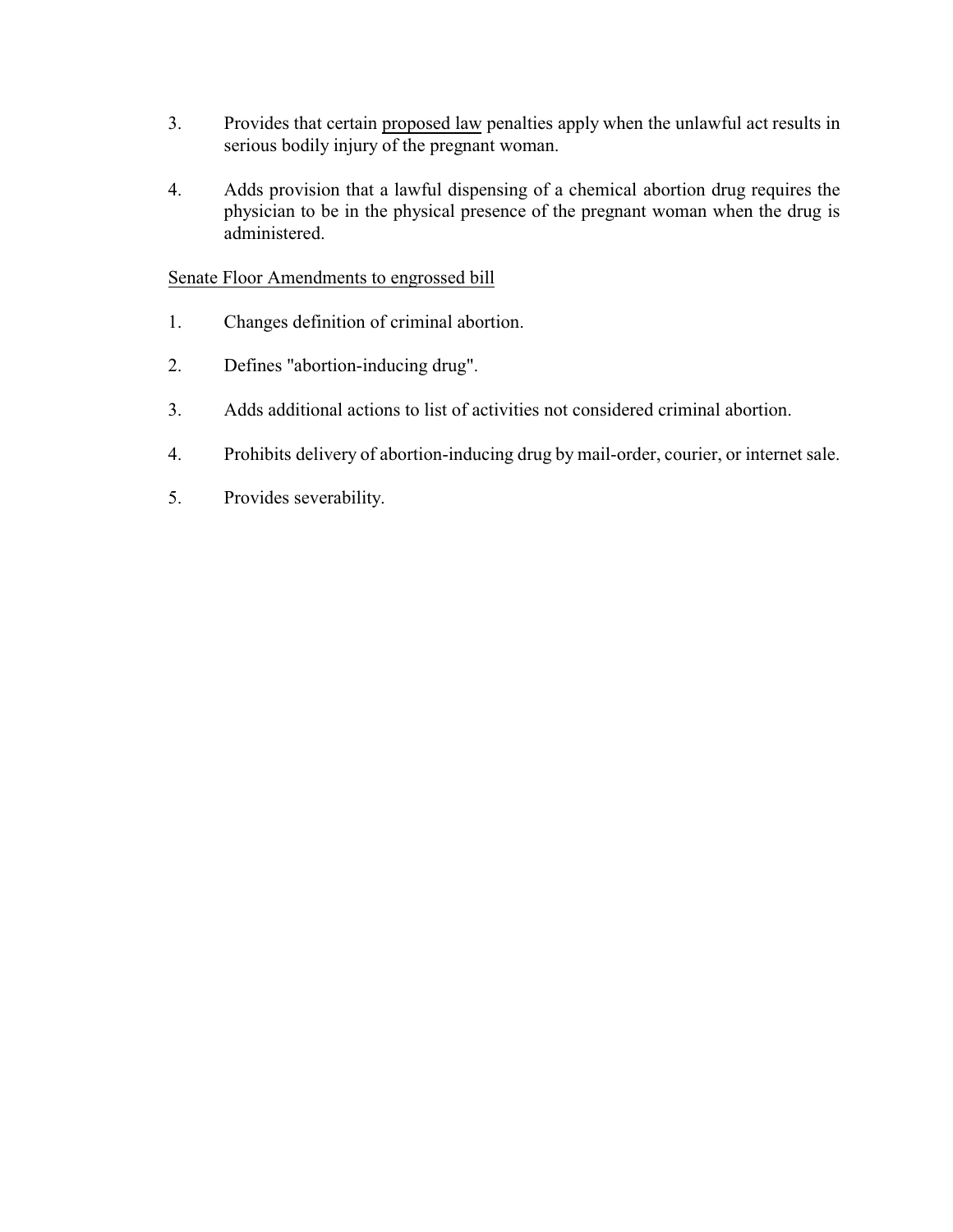3. Provides that certain <u>proposed law</u> penalties apply when the unlawful act results in serious bodily injury of the pregnant woman.

4. Adds provision that a lawful dispensing of a chemical abortion drug requires the physician to be in the physical presence of the pregnant woman when the drug is administered.

<u>Senate Floor Amendments to engrossed bill</u>

1. Changes definition of criminal abortion.

2. Defines "abortion-inducing drug".

3. Adds additional actions to list of activities not considered criminal abortion.

4. Prohibits delivery of abortion-inducing drug by mail-order, courier, or internet sale.

5. Provides severability.